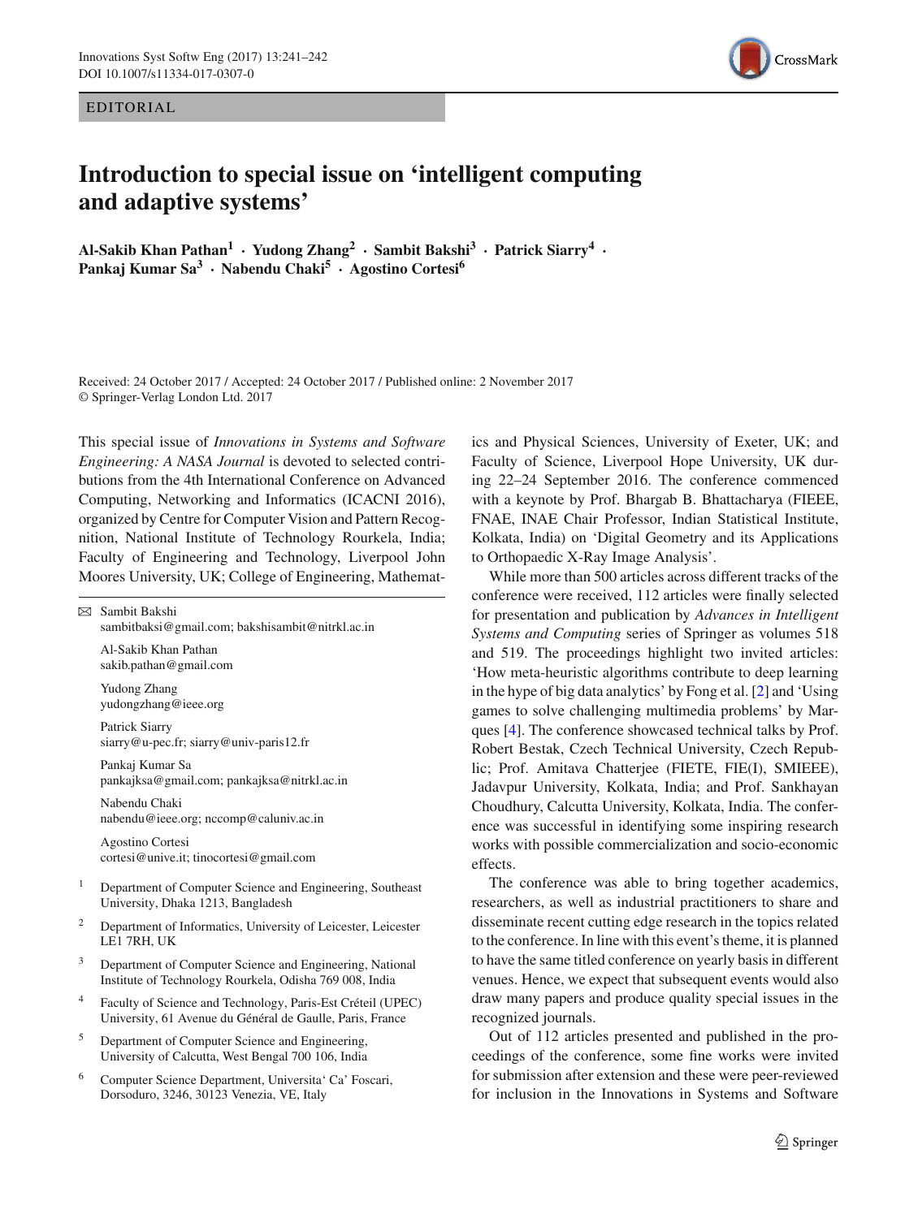EDITORIAL

# Introduction to special issue on 'intelligent computing and adaptive systems'

**Al-Sakib Khan Pathan[1] · Yudong Zhang[2] · Sambit Bakshi[3] · Patrick Siarry[4] · Pankaj Kumar Sa[3] · Nabendu Chaki[5] · Agostino Cortesi[6]**

Received: 24 October 2017 / Accepted: 24 October 2017 / Published online: 2 November 2017
© Springer-Verlag London Ltd. 2017

This special issue of *Innovations in Systems and Software Engineering: A NASA Journal* is devoted to selected contributions from the 4th International Conference on Advanced Computing, Networking and Informatics (ICACNI 2016), organized by Centre for Computer Vision and Pattern Recognition, National Institute of Technology Rourkela, India; Faculty of Engineering and Technology, Liverpool John Moores University, UK; College of Engineering, Mathematics and Physical Sciences, University of Exeter, UK; and Faculty of Science, Liverpool Hope University, UK during 22–24 September 2016. The conference commenced with a keynote by Prof. Bhargab B. Bhattacharya (FIEEE, FNAE, INAE Chair Professor, Indian Statistical Institute, Kolkata, India) on 'Digital Geometry and its Applications to Orthopaedic X-Ray Image Analysis'.

While more than 500 articles across different tracks of the conference were received, 112 articles were finally selected for presentation and publication by *Advances in Intelligent Systems and Computing* series of Springer as volumes 518 and 519. The proceedings highlight two invited articles: 'How meta-heuristic algorithms contribute to deep learning in the hype of big data analytics' by Fong et al. [2] and 'Using games to solve challenging multimedia problems' by Marques [4]. The conference showcased technical talks by Prof. Robert Bestak, Czech Technical University, Czech Republic; Prof. Amitava Chatterjee (FIETE, FIE(I), SMIEEE), Jadavpur University, Kolkata, India; and Prof. Sankhayan Choudhury, Calcutta University, Kolkata, India. The conference was successful in identifying some inspiring research works with possible commercialization and socio-economic effects.

The conference was able to bring together academics, researchers, as well as industrial practitioners to share and disseminate recent cutting edge research in the topics related to the conference. In line with this event's theme, it is planned to have the same titled conference on yearly basis in different venues. Hence, we expect that subsequent events would also draw many papers and produce quality special issues in the recognized journals.

Out of 112 articles presented and published in the proceedings of the conference, some fine works were invited for submission after extension and these were peer-reviewed for inclusion in the Innovations in Systems and Software

---

✉ Sambit Bakshi
sambitbaksi@gmail.com; bakshisambit@nitrkl.ac.in

Al-Sakib Khan Pathan
sakib.pathan@gmail.com

Yudong Zhang
yudongzhang@ieee.org

Patrick Siarry
siarry@u-pec.fr; siarry@univ-paris12.fr

Pankaj Kumar Sa
pankajksa@gmail.com; pankajksa@nitrkl.ac.in

Nabendu Chaki
nabendu@ieee.org; nccomp@caluniv.ac.in

Agostino Cortesi
cortesi@unive.it; tinocortesi@gmail.com

[1] Department of Computer Science and Engineering, Southeast University, Dhaka 1213, Bangladesh

[2] Department of Informatics, University of Leicester, Leicester LE1 7RH, UK

[3] Department of Computer Science and Engineering, National Institute of Technology Rourkela, Odisha 769 008, India

[4] Faculty of Science and Technology, Paris-Est Créteil (UPEC) University, 61 Avenue du Général de Gaulle, Paris, France

[5] Department of Computer Science and Engineering, University of Calcutta, West Bengal 700 106, India

[6] Computer Science Department, Universita' Ca' Foscari, Dorsoduro, 3246, 30123 Venezia, VE, Italy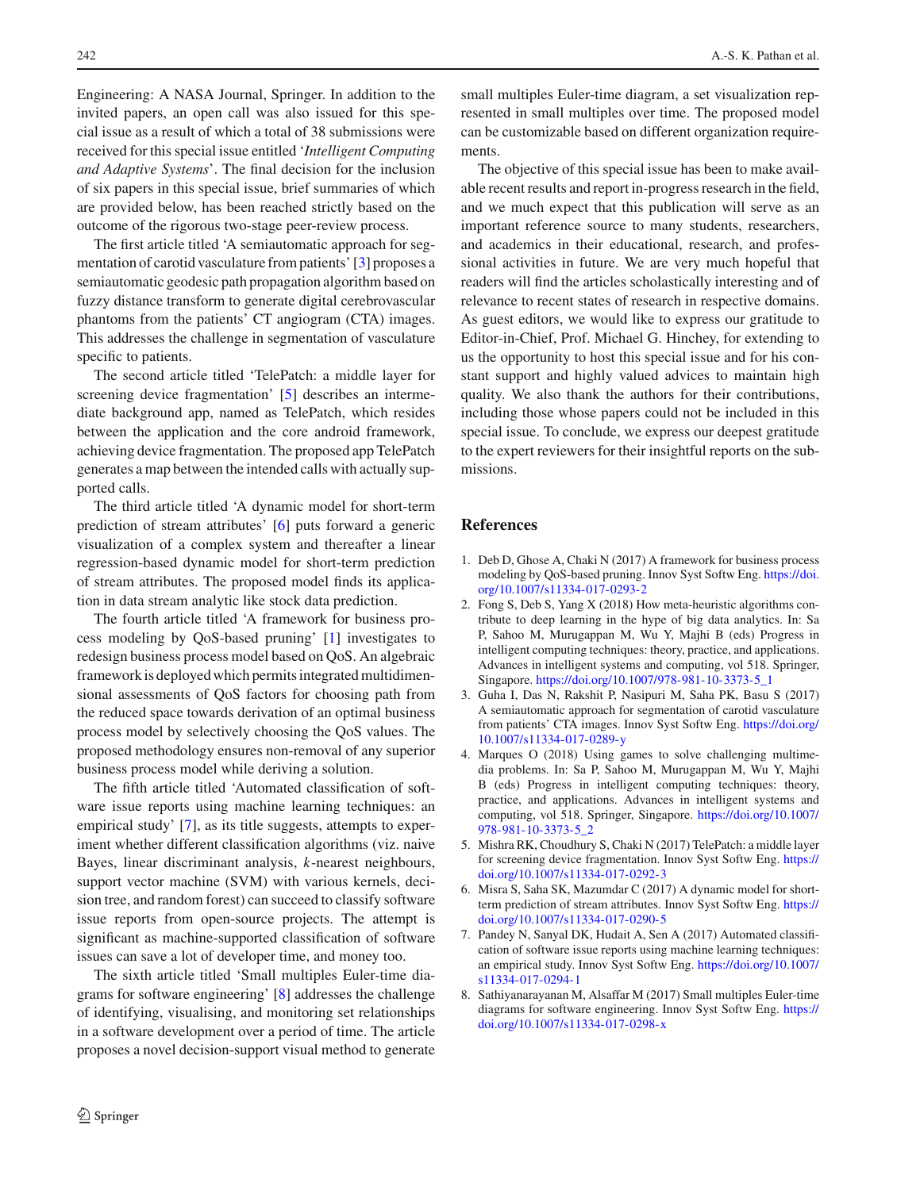Engineering: A NASA Journal, Springer. In addition to the invited papers, an open call was also issued for this special issue as a result of which a total of 38 submissions were received for this special issue entitled '*Intelligent Computing and Adaptive Systems*'. The final decision for the inclusion of six papers in this special issue, brief summaries of which are provided below, has been reached strictly based on the outcome of the rigorous two-stage peer-review process.

The first article titled 'A semiautomatic approach for segmentation of carotid vasculature from patients' [3] proposes a semiautomatic geodesic path propagation algorithm based on fuzzy distance transform to generate digital cerebrovascular phantoms from the patients' CT angiogram (CTA) images. This addresses the challenge in segmentation of vasculature specific to patients.

The second article titled 'TelePatch: a middle layer for screening device fragmentation' [5] describes an intermediate background app, named as TelePatch, which resides between the application and the core android framework, achieving device fragmentation. The proposed app TelePatch generates a map between the intended calls with actually supported calls.

The third article titled 'A dynamic model for short-term prediction of stream attributes' [6] puts forward a generic visualization of a complex system and thereafter a linear regression-based dynamic model for short-term prediction of stream attributes. The proposed model finds its application in data stream analytic like stock data prediction.

The fourth article titled 'A framework for business process modeling by QoS-based pruning' [1] investigates to redesign business process model based on QoS. An algebraic framework is deployed which permits integrated multidimensional assessments of QoS factors for choosing path from the reduced space towards derivation of an optimal business process model by selectively choosing the QoS values. The proposed methodology ensures non-removal of any superior business process model while deriving a solution.

The fifth article titled 'Automated classification of software issue reports using machine learning techniques: an empirical study' [7], as its title suggests, attempts to experiment whether different classification algorithms (viz. naive Bayes, linear discriminant analysis, *k*-nearest neighbours, support vector machine (SVM) with various kernels, decision tree, and random forest) can succeed to classify software issue reports from open-source projects. The attempt is significant as machine-supported classification of software issues can save a lot of developer time, and money too.

The sixth article titled 'Small multiples Euler-time diagrams for software engineering' [8] addresses the challenge of identifying, visualising, and monitoring set relationships in a software development over a period of time. The article proposes a novel decision-support visual method to generate small multiples Euler-time diagram, a set visualization represented in small multiples over time. The proposed model can be customizable based on different organization requirements.

The objective of this special issue has been to make available recent results and report in-progress research in the field, and we much expect that this publication will serve as an important reference source to many students, researchers, and academics in their educational, research, and professional activities in future. We are very much hopeful that readers will find the articles scholastically interesting and of relevance to recent states of research in respective domains. As guest editors, we would like to express our gratitude to Editor-in-Chief, Prof. Michael G. Hinchey, for extending to us the opportunity to host this special issue and for his constant support and highly valued advices to maintain high quality. We also thank the authors for their contributions, including those whose papers could not be included in this special issue. To conclude, we express our deepest gratitude to the expert reviewers for their insightful reports on the submissions.

## References

1. Deb D, Ghose A, Chaki N (2017) A framework for business process modeling by QoS-based pruning. Innov Syst Softw Eng. https://doi.org/10.1007/s11334-017-0293-2
2. Fong S, Deb S, Yang X (2018) How meta-heuristic algorithms contribute to deep learning in the hype of big data analytics. In: Sa P, Sahoo M, Murugappan M, Wu Y, Majhi B (eds) Progress in intelligent computing techniques: theory, practice, and applications. Advances in intelligent systems and computing, vol 518. Springer, Singapore. https://doi.org/10.1007/978-981-10-3373-5_1
3. Guha I, Das N, Rakshit P, Nasipuri M, Saha PK, Basu S (2017) A semiautomatic approach for segmentation of carotid vasculature from patients' CTA images. Innov Syst Softw Eng. https://doi.org/10.1007/s11334-017-0289-y
4. Marques O (2018) Using games to solve challenging multimedia problems. In: Sa P, Sahoo M, Murugappan M, Wu Y, Majhi B (eds) Progress in intelligent computing techniques: theory, practice, and applications. Advances in intelligent systems and computing, vol 518. Springer, Singapore. https://doi.org/10.1007/978-981-10-3373-5_2
5. Mishra RK, Choudhury S, Chaki N (2017) TelePatch: a middle layer for screening device fragmentation. Innov Syst Softw Eng. https://doi.org/10.1007/s11334-017-0292-3
6. Misra S, Saha SK, Mazumdar C (2017) A dynamic model for short-term prediction of stream attributes. Innov Syst Softw Eng. https://doi.org/10.1007/s11334-017-0290-5
7. Pandey N, Sanyal DK, Hudait A, Sen A (2017) Automated classification of software issue reports using machine learning techniques: an empirical study. Innov Syst Softw Eng. https://doi.org/10.1007/s11334-017-0294-1
8. Sathiyanarayanan M, Alsaffar M (2017) Small multiples Euler-time diagrams for software engineering. Innov Syst Softw Eng. https://doi.org/10.1007/s11334-017-0298-x